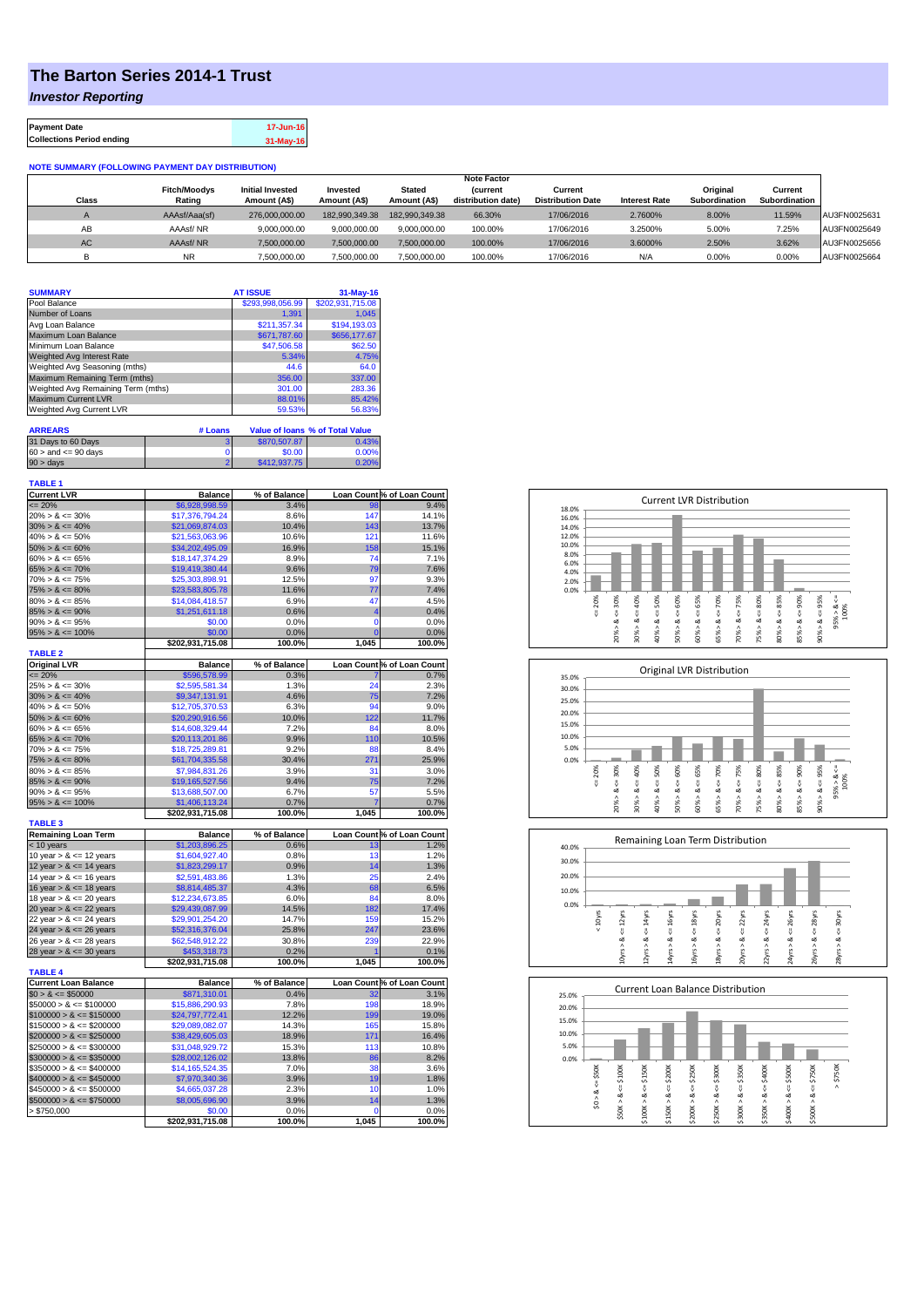# The Barton Series 2014-1 Trust

## *Investor Reporting*

| Payment Date | 17-Jun-16 |
|---|---|
| Collections Period ending | 31-May-16 |

**NOTE SUMMARY (FOLLOWING PAYMENT DAY DISTRIBUTION)**

| Class | Fitch/Moodys Rating | Initial Invested Amount (A$) | Invested Amount (A$) | Stated Amount (A$) | Note Factor (current distribution date) | Current Distribution Date | Interest Rate | Original Subordination | Current Subordination | |
|---|---|---|---|---|---|---|---|---|---|---|
| A | AAAsf/Aaa(sf) | 276,000,000.00 | 182,990,349.38 | 182,990,349.38 | 66.30% | 17/06/2016 | 2.7600% | 8.00% | 11.59% | AU3FN0025631 |
| AB | AAAsf/ NR | 9,000,000.00 | 9,000,000.00 | 9,000,000.00 | 100.00% | 17/06/2016 | 3.2500% | 5.00% | 7.25% | AU3FN0025649 |
| AC | AAAsf/ NR | 7,500,000.00 | 7,500,000.00 | 7,500,000.00 | 100.00% | 17/06/2016 | 3.6000% | 2.50% | 3.62% | AU3FN0025656 |
| B | NR | 7,500,000.00 | 7,500,000.00 | 7,500,000.00 | 100.00% | 17/06/2016 | N/A | 0.00% | 0.00% | AU3FN0025664 |

| SUMMARY | AT ISSUE | 31-May-16 |
|---|---|---|
| Pool Balance | $293,998,056.99 | $202,931,715.08 |
| Number of Loans | 1,391 | 1,045 |
| Avg Loan Balance | $211,357.34 | $194,193.03 |
| Maximum Loan Balance | $671,787.60 | $656,177.67 |
| Minimum Loan Balance | $47,506.58 | $62.50 |
| Weighted Avg Interest Rate | 5.34% | 4.75% |
| Weighted Avg Seasoning (mths) | 44.6 | 64.0 |
| Maximum Remaining Term (mths) | 356.00 | 337.00 |
| Weighted Avg Remaining Term (mths) | 301.00 | 283.36 |
| Maximum Current LVR | 88.01% | 85.42% |
| Weighted Avg Current LVR | 59.53% | 56.83% |

| ARREARS | # Loans | Value of loans | % of Total Value |
|---|---|---|---|
| 31 Days to 60 Days | 3 | $870,507.87 | 0.43% |
| 60 > and <= 90 days | 0 | $0.00 | 0.00% |
| 90 > days | 2 | $412,937.75 | 0.20% |

**TABLE 1**

| Current LVR | Balance | % of Balance | Loan Count | % of Loan Count |
|---|---|---|---|---|
| <= 20% | $6,928,998.59 | 3.4% | 98 | 9.4% |
| 20% > & <= 30% | $17,376,794.24 | 8.6% | 147 | 14.1% |
| 30% > & <= 40% | $21,069,874.03 | 10.4% | 143 | 13.7% |
| 40% > & <= 50% | $21,563,063.96 | 10.6% | 121 | 11.6% |
| 50% > & <= 60% | $34,202,495.09 | 16.9% | 158 | 15.1% |
| 60% > & <= 65% | $18,147,374.29 | 8.9% | 74 | 7.1% |
| 65% > & <= 70% | $19,419,380.44 | 9.6% | 79 | 7.6% |
| 70% > & <= 75% | $25,303,898.91 | 12.5% | 97 | 9.3% |
| 75% > & <= 80% | $23,583,805.78 | 11.6% | 77 | 7.4% |
| 80% > & <= 85% | $14,084,418.57 | 6.9% | 47 | 4.5% |
| 85% > & <= 90% | $1,251,611.18 | 0.6% | 4 | 0.4% |
| 90% > & <= 95% | $0.00 | 0.0% | 0 | 0.0% |
| 95% > & <= 100% | $0.00 | 0.0% | 0 | 0.0% |
| | $202,931,715.08 | 100.0% | 1,045 | 100.0% |

**TABLE 2**

| Original LVR | Balance | % of Balance | Loan Count | % of Loan Count |
|---|---|---|---|---|
| <= 20% | $596,578.99 | 0.3% | 7 | 0.7% |
| 25% > & <= 30% | $2,595,581.34 | 1.3% | 24 | 2.3% |
| 30% > & <= 40% | $9,347,131.91 | 4.6% | 75 | 7.2% |
| 40% > & <= 50% | $12,705,370.53 | 6.3% | 94 | 9.0% |
| 50% > & <= 60% | $20,290,916.56 | 10.0% | 122 | 11.7% |
| 60% > & <= 65% | $14,608,329.44 | 7.2% | 84 | 8.0% |
| 65% > & <= 70% | $20,113,201.86 | 9.9% | 110 | 10.5% |
| 70% > & <= 75% | $18,725,289.81 | 9.2% | 88 | 8.4% |
| 75% > & <= 80% | $61,704,335.58 | 30.4% | 271 | 25.9% |
| 80% > & <= 85% | $7,984,831.26 | 3.9% | 31 | 3.0% |
| 85% > & <= 90% | $19,165,527.56 | 9.4% | 75 | 7.2% |
| 90% > & <= 95% | $13,688,507.00 | 6.7% | 57 | 5.5% |
| 95% > & <= 100% | $1,406,113.24 | 0.7% | 7 | 0.7% |
| | $202,931,715.08 | 100.0% | 1,045 | 100.0% |

**TABLE 3**

| Remaining Loan Term | Balance | % of Balance | Loan Count | % of Loan Count |
|---|---|---|---|---|
| < 10 years | $1,203,896.25 | 0.6% | 13 | 1.2% |
| 10 year > & <= 12 years | $1,604,927.40 | 0.8% | 13 | 1.2% |
| 12 year > & <= 14 years | $1,823,299.17 | 0.9% | 14 | 1.3% |
| 14 year > & <= 16 years | $2,591,483.86 | 1.3% | 25 | 2.4% |
| 16 year > & <= 18 years | $8,814,485.37 | 4.3% | 68 | 6.5% |
| 18 year > & <= 20 years | $12,234,673.85 | 6.0% | 84 | 8.0% |
| 20 year > & <= 22 years | $29,439,087.99 | 14.5% | 182 | 17.4% |
| 22 year > & <= 24 years | $29,901,254.20 | 14.7% | 159 | 15.2% |
| 24 year > & <= 26 years | $52,316,376.04 | 25.8% | 247 | 23.6% |
| 26 year > & <= 28 years | $62,548,912.22 | 30.8% | 239 | 22.9% |
| 28 year > & <= 30 years | $453,318.73 | 0.2% | 1 | 0.1% |
| | $202,931,715.08 | 100.0% | 1,045 | 100.0% |

**TABLE 4**

| Current Loan Balance | Balance | % of Balance | Loan Count | % of Loan Count |
|---|---|---|---|---|
| $0 > & <= $50000 | $871,310.01 | 0.4% | 32 | 3.1% |
| $50000 > & <= $100000 | $15,886,290.93 | 7.8% | 198 | 18.9% |
| $100000 > & <= $150000 | $24,797,772.41 | 12.2% | 199 | 19.0% |
| $150000 > & <= $200000 | $29,089,082.07 | 14.3% | 165 | 15.8% |
| $200000 > & <= $250000 | $38,429,605.03 | 18.9% | 171 | 16.4% |
| $250000 > & <= $300000 | $31,048,929.72 | 15.3% | 113 | 10.8% |
| $300000 > & <= $350000 | $28,002,126.02 | 13.8% | 86 | 8.2% |
| $350000 > & <= $400000 | $14,165,524.35 | 7.0% | 38 | 3.6% |
| $400000 > & <= $450000 | $7,970,340.36 | 3.9% | 19 | 1.8% |
| $450000 > & <= $500000 | $4,665,037.28 | 2.3% | 10 | 1.0% |
| $500000 > & <= $750000 | $8,005,696.90 | 3.9% | 14 | 1.3% |
| > $750,000 | $0.00 | 0.0% | 0 | 0.0% |
| | $202,931,715.08 | 100.0% | 1,045 | 100.0% |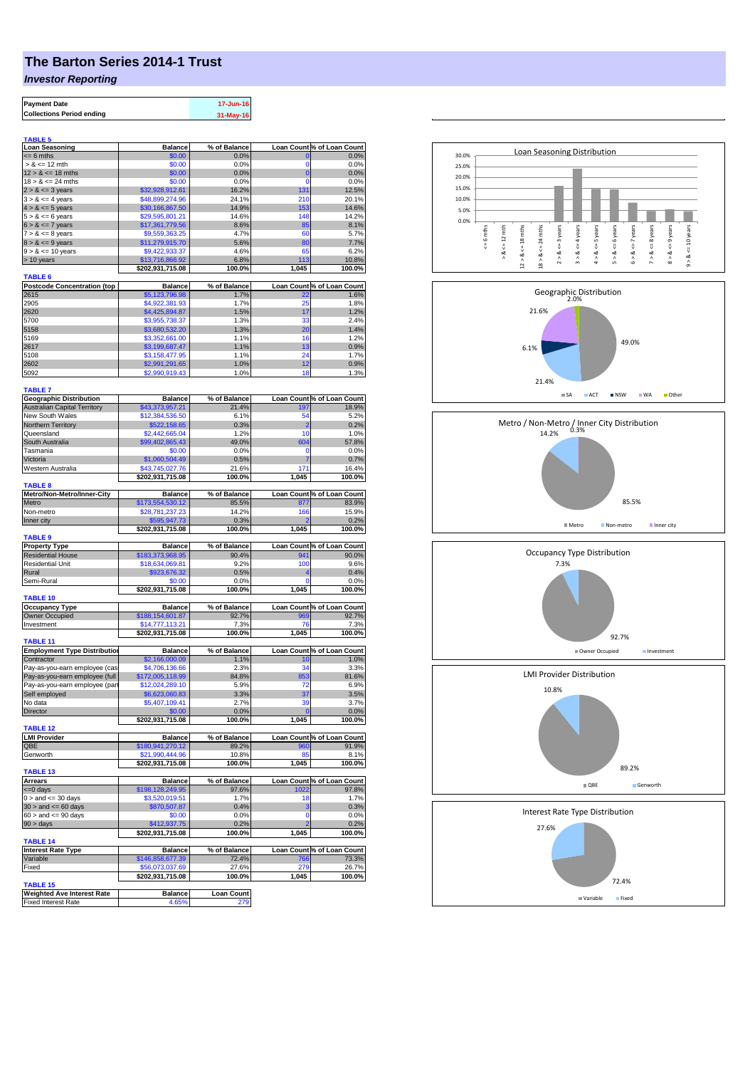# The Barton Series 2014-1 Trust

## *Investor Reporting*

| | |
|---|---|
| **Payment Date** | 17-Jun-16 |
| **Collections Period ending** | 31-May-16 |

**TABLE 5**

| Loan Seasoning | Balance | % of Balance | Loan Count | % of Loan Count |
|---|---|---|---|---|
| <= 6 mths | $0.00 | 0.0% | 0 | 0.0% |
| > & <= 12 mth | $0.00 | 0.0% | 0 | 0.0% |
| 12 > & <= 18 mths | $0.00 | 0.0% | 0 | 0.0% |
| 18 > & <= 24 mths | $0.00 | 0.0% | 0 | 0.0% |
| 2 > & <= 3 years | $32,928,912.61 | 16.2% | 131 | 12.5% |
| 3 > & <= 4 years | $48,899,274.96 | 24.1% | 210 | 20.1% |
| 4 > & <= 5 years | $30,166,867.50 | 14.9% | 153 | 14.6% |
| 5 > & <= 6 years | $29,595,801.21 | 14.6% | 148 | 14.2% |
| 6 > & <= 7 years | $17,361,779.56 | 8.6% | 85 | 8.1% |
| 7 > & <= 8 years | $9,559,363.25 | 4.7% | 60 | 5.7% |
| 8 > & <= 9 years | $11,279,915.70 | 5.6% | 80 | 7.7% |
| 9 > & <= 10 years | $9,422,933.37 | 4.6% | 65 | 6.2% |
| > 10 years | $13,716,866.92 | 6.8% | 113 | 10.8% |
| | $202,931,715.08 | 100.0% | 1,045 | 100.0% |

**TABLE 6**

| Postcode Concentration (top 10) | Balance | % of Balance | Loan Count | % of Loan Count |
|---|---|---|---|---|
| 2615 | $5,123,796.98 | 1.7% | 22 | 1.6% |
| 2905 | $4,922,381.93 | 1.7% | 25 | 1.8% |
| 2620 | $4,425,894.87 | 1.5% | 17 | 1.2% |
| 5700 | $3,955,738.37 | 1.3% | 33 | 2.4% |
| 5158 | $3,680,532.20 | 1.3% | 20 | 1.4% |
| 5169 | $3,352,661.00 | 1.1% | 16 | 1.2% |
| 2617 | $3,199,687.47 | 1.1% | 13 | 0.9% |
| 5108 | $3,158,477.95 | 1.1% | 24 | 1.7% |
| 2602 | $2,991,291.65 | 1.0% | 12 | 0.9% |
| 5092 | $2,990,919.43 | 1.0% | 18 | 1.3% |

**TABLE 7**

| Geographic Distribution | Balance | % of Balance | Loan Count | % of Loan Count |
|---|---|---|---|---|
| Australian Capital Territory | $43,373,957.21 | 21.4% | 197 | 18.9% |
| New South Wales | $12,384,536.50 | 6.1% | 54 | 5.2% |
| Northern Territory | $522,158.65 | 0.3% | 2 | 0.2% |
| Queensland | $2,442,665.04 | 1.2% | 10 | 1.0% |
| South Australia | $99,402,865.43 | 49.0% | 604 | 57.8% |
| Tasmania | $0.00 | 0.0% | 0 | 0.0% |
| Victoria | $1,060,504.49 | 0.5% | 7 | 0.7% |
| Western Australia | $43,745,027.76 | 21.6% | 171 | 16.4% |
| | $202,931,715.08 | 100.0% | 1,045 | 100.0% |

**TABLE 8**

| Metro/Non-Metro/Inner-City | Balance | % of Balance | Loan Count | % of Loan Count |
|---|---|---|---|---|
| Metro | $173,554,530.12 | 85.5% | 877 | 83.9% |
| Non-metro | $28,781,237.23 | 14.2% | 166 | 15.9% |
| Inner city | $595,947.73 | 0.3% | 2 | 0.2% |
| | $202,931,715.08 | 100.0% | 1,045 | 100.0% |

**TABLE 9**

| Property Type | Balance | % of Balance | Loan Count | % of Loan Count |
|---|---|---|---|---|
| Residential House | $183,373,968.95 | 90.4% | 941 | 90.0% |
| Residential Unit | $18,634,069.81 | 9.2% | 100 | 9.6% |
| Rural | $923,676.32 | 0.5% | 4 | 0.4% |
| Semi-Rural | $0.00 | 0.0% | 0 | 0.0% |
| | $202,931,715.08 | 100.0% | 1,045 | 100.0% |

**TABLE 10**

| Occupancy Type | Balance | % of Balance | Loan Count | % of Loan Count |
|---|---|---|---|---|
| Owner Occupied | $188,154,601.87 | 92.7% | 969 | 92.7% |
| Investment | $14,777,113.21 | 7.3% | 76 | 7.3% |
| | $202,931,715.08 | 100.0% | 1,045 | 100.0% |

**TABLE 11**

| Employment Type Distribution | Balance | % of Balance | Loan Count | % of Loan Count |
|---|---|---|---|---|
| Contractor | $2,166,000.09 | 1.1% | 10 | 1.0% |
| Pay-as-you-earn employee (casual) | $4,706,136.66 | 2.3% | 34 | 3.3% |
| Pay-as-you-earn employee (full time) | $172,005,118.99 | 84.8% | 853 | 81.6% |
| Pay-as-you-earn employee (part time) | $12,024,289.10 | 5.9% | 72 | 6.9% |
| Self employed | $6,623,060.83 | 3.3% | 37 | 3.5% |
| No data | $5,407,109.41 | 2.7% | 39 | 3.7% |
| Director | $0.00 | 0.0% | 0 | 0.0% |
| | $202,931,715.08 | 100.0% | 1,045 | 100.0% |

**TABLE 12**

| LMI Provider | Balance | % of Balance | Loan Count | % of Loan Count |
|---|---|---|---|---|
| QBE | $180,941,270.12 | 89.2% | 960 | 91.9% |
| Genworth | $21,990,444.96 | 10.8% | 85 | 8.1% |
| | $202,931,715.08 | 100.0% | 1,045 | 100.0% |

**TABLE 13**

| Arrears | Balance | % of Balance | Loan Count | % of Loan Count |
|---|---|---|---|---|
| <=0 days | $198,128,249.95 | 97.6% | 1022 | 97.8% |
| 0 > and <= 30 days | $3,520,019.51 | 1.7% | 18 | 1.7% |
| 30 > and <= 60 days | $870,507.87 | 0.4% | 3 | 0.3% |
| 60 > and <= 90 days | $0.00 | 0.0% | 0 | 0.0% |
| 90 > days | $412,937.75 | 0.2% | 2 | 0.2% |
| | $202,931,715.08 | 100.0% | 1,045 | 100.0% |

**TABLE 14**

| Interest Rate Type | Balance | % of Balance | Loan Count | % of Loan Count |
|---|---|---|---|---|
| Variable | $146,858,677.39 | 72.4% | 766 | 73.3% |
| Fixed | $56,073,037.69 | 27.6% | 279 | 26.7% |
| | $202,931,715.08 | 100.0% | 1,045 | 100.0% |

**TABLE 15**

| Weighted Ave Interest Rate | Balance | Loan Count |
|---|---|---|
| Fixed Interest Rate | 4.65% | 279 |

Loan Seasoning Distribution
30.0%
25.0%
20.0%
15.0%
10.0%
5.0%
0.0%
<= 6 mths
> & <= 12 mth
12 > & <= 18 mths
18 > & <= 24 mths
2 > & <= 3 years
3 > & <= 4 years
4 > & <= 5 years
5 > & <= 6 years
6 > & <= 7 years
7 > & <= 8 years
8 > & <= 9 years
9 > & <= 10 years

Geographic Distribution
2.0%
21.6%
49.0%
6.1%
21.4%
SA ACT NSW WA Other

Metro / Non-Metro / Inner City Distribution
14.2%
0.3%
85.5%
Metro Non-metro Inner city

Occupancy Type Distribution
7.3%
92.7%
Owner Occupied Investment

LMI Provider Distribution
10.8%
89.2%
QBE Genworth

Interest Rate Type Distribution
27.6%
72.4%
Variable Fixed